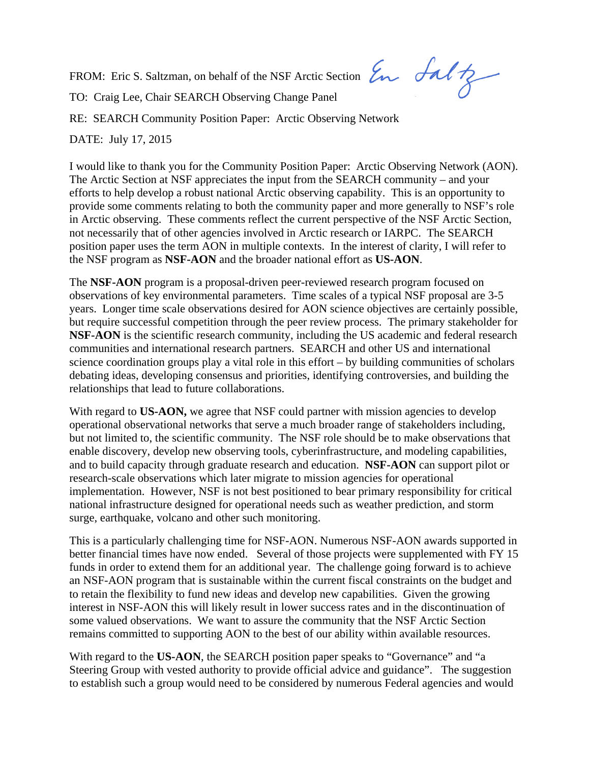FROM: Eric S. Saltzman, on behalf of the NSF Arctic Section

TO: Craig Lee, Chair SEARCH Observing Change Panel

RE: SEARCH Community Position Paper: Arctic Observing Network

DATE: July 17, 2015

I would like to thank you for the Community Position Paper: Arctic Observing Network (AON). The Arctic Section at NSF appreciates the input from the SEARCH community – and your efforts to help develop a robust national Arctic observing capability. This is an opportunity to provide some comments relating to both the community paper and more generally to NSF's role in Arctic observing. These comments reflect the current perspective of the NSF Arctic Section, not necessarily that of other agencies involved in Arctic research or IARPC. The SEARCH position paper uses the term AON in multiple contexts. In the interest of clarity, I will refer to the NSF program as **NSF-AON** and the broader national effort as **US-AON**.

The **NSF-AON** program is a proposal-driven peer-reviewed research program focused on observations of key environmental parameters. Time scales of a typical NSF proposal are 3-5 years. Longer time scale observations desired for AON science objectives are certainly possible, but require successful competition through the peer review process. The primary stakeholder for **NSF-AON** is the scientific research community, including the US academic and federal research communities and international research partners. SEARCH and other US and international science coordination groups play a vital role in this effort – by building communities of scholars debating ideas, developing consensus and priorities, identifying controversies, and building the relationships that lead to future collaborations.

With regard to **US-AON,** we agree that NSF could partner with mission agencies to develop operational observational networks that serve a much broader range of stakeholders including, but not limited to, the scientific community. The NSF role should be to make observations that enable discovery, develop new observing tools, cyberinfrastructure, and modeling capabilities, and to build capacity through graduate research and education. **NSF-AON** can support pilot or research-scale observations which later migrate to mission agencies for operational implementation. However, NSF is not best positioned to bear primary responsibility for critical national infrastructure designed for operational needs such as weather prediction, and storm surge, earthquake, volcano and other such monitoring.

This is a particularly challenging time for NSF-AON. Numerous NSF-AON awards supported in better financial times have now ended. Several of those projects were supplemented with FY 15 funds in order to extend them for an additional year. The challenge going forward is to achieve an NSF-AON program that is sustainable within the current fiscal constraints on the budget and to retain the flexibility to fund new ideas and develop new capabilities. Given the growing interest in NSF-AON this will likely result in lower success rates and in the discontinuation of some valued observations. We want to assure the community that the NSF Arctic Section remains committed to supporting AON to the best of our ability within available resources.

With regard to the **US-AON**, the SEARCH position paper speaks to "Governance" and "a Steering Group with vested authority to provide official advice and guidance". The suggestion to establish such a group would need to be considered by numerous Federal agencies and would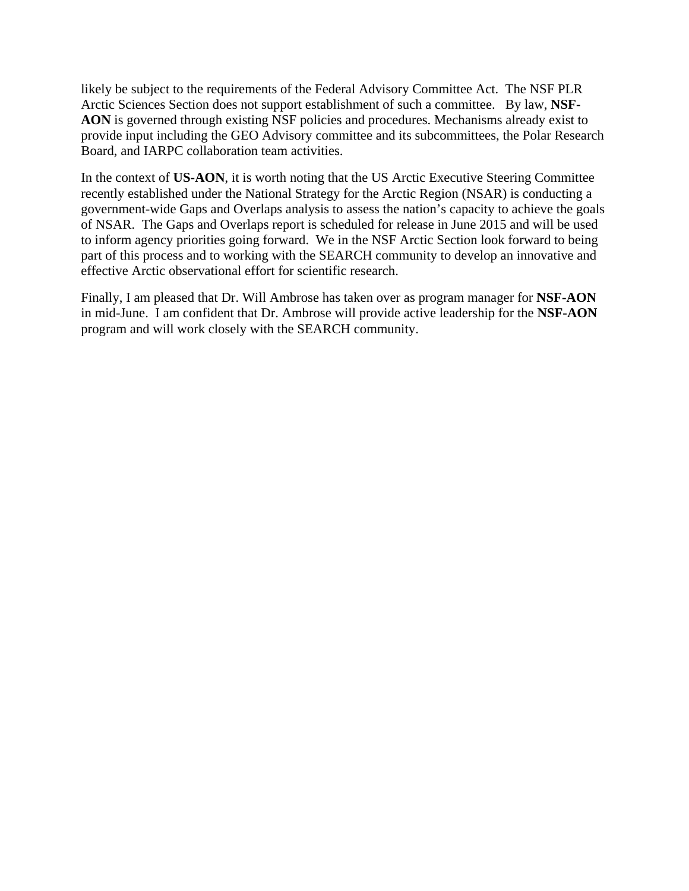likely be subject to the requirements of the Federal Advisory Committee Act. The NSF PLR Arctic Sciences Section does not support establishment of such a committee. By law, **NSF-AON** is governed through existing NSF policies and procedures. Mechanisms already exist to provide input including the GEO Advisory committee and its subcommittees, the Polar Research Board, and IARPC collaboration team activities.

In the context of **US-AON**, it is worth noting that the US Arctic Executive Steering Committee recently established under the National Strategy for the Arctic Region (NSAR) is conducting a government-wide Gaps and Overlaps analysis to assess the nation's capacity to achieve the goals of NSAR. The Gaps and Overlaps report is scheduled for release in June 2015 and will be used to inform agency priorities going forward. We in the NSF Arctic Section look forward to being part of this process and to working with the SEARCH community to develop an innovative and effective Arctic observational effort for scientific research.

Finally, I am pleased that Dr. Will Ambrose has taken over as program manager for **NSF-AON** in mid-June. I am confident that Dr. Ambrose will provide active leadership for the **NSF-AON** program and will work closely with the SEARCH community.